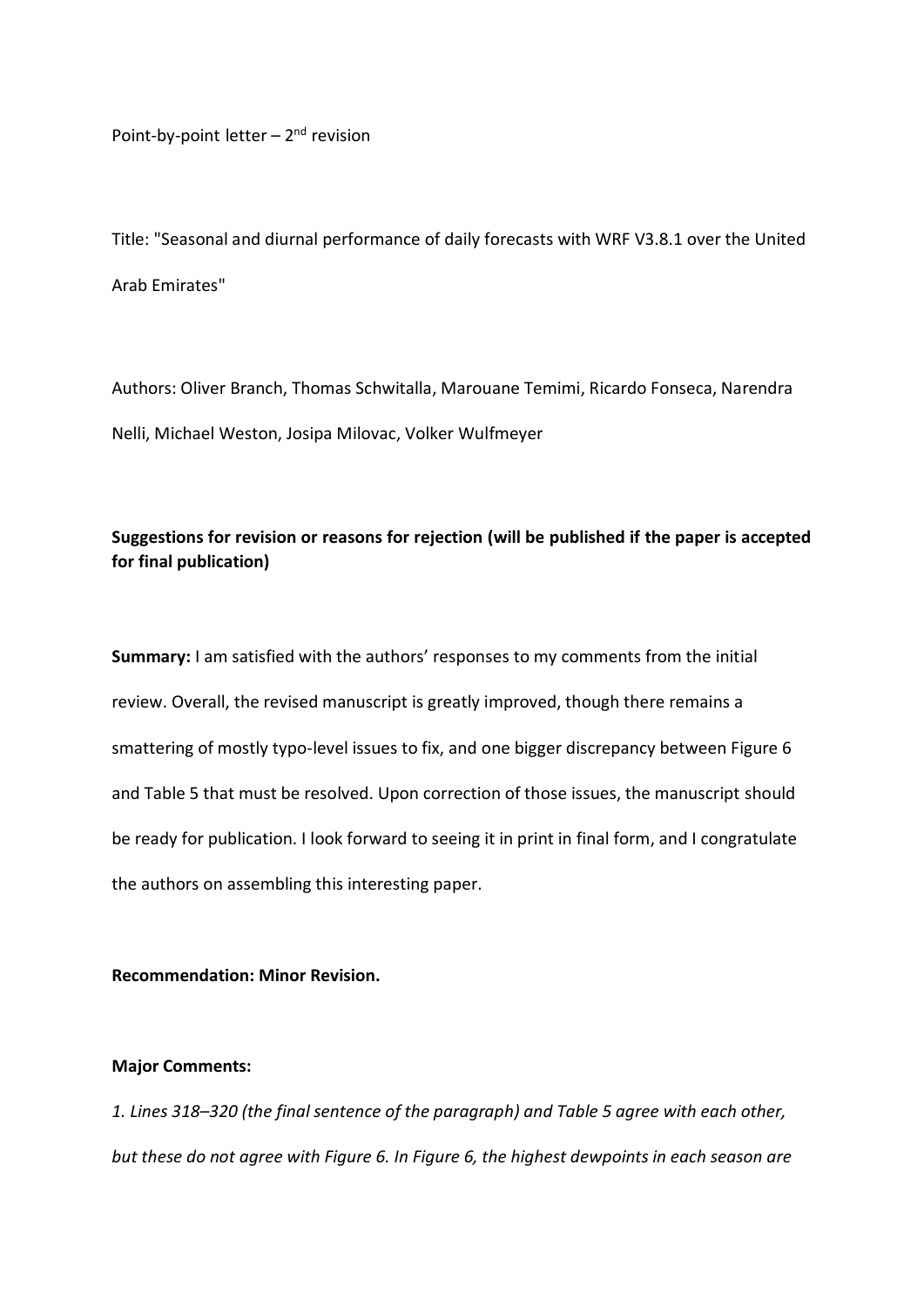Point-by-point letter – 2nd revision

Title: "Seasonal and diurnal performance of daily forecasts with WRF V3.8.1 over the United Arab Emirates"

Authors: Oliver Branch, Thomas Schwitalla, Marouane Temimi, Ricardo Fonseca, Narendra Nelli, Michael Weston, Josipa Milovac, Volker Wulfmeyer

**Suggestions for revision or reasons for rejection (will be published if the paper is accepted for final publication)**

**Summary:** I am satisfied with the authors' responses to my comments from the initial review. Overall, the revised manuscript is greatly improved, though there remains a smattering of mostly typo-level issues to fix, and one bigger discrepancy between Figure 6 and Table 5 that must be resolved. Upon correction of those issues, the manuscript should be ready for publication. I look forward to seeing it in print in final form, and I congratulate the authors on assembling this interesting paper.

**Recommendation: Minor Revision.**

**Major Comments:**

*1. Lines 318–320 (the final sentence of the paragraph) and Table 5 agree with each other, but these do not agree with Figure 6. In Figure 6, the highest dewpoints in each season are*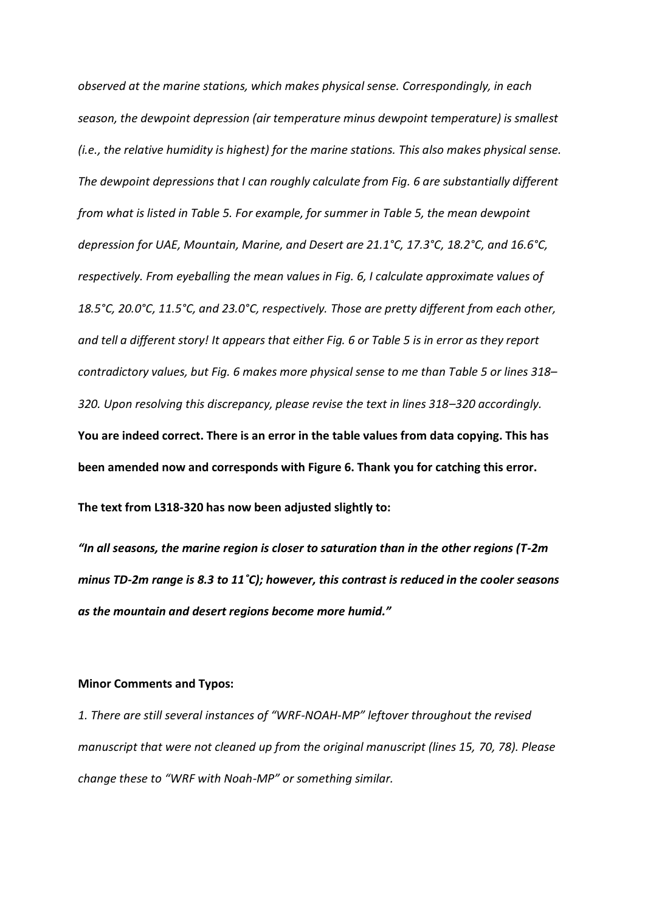*observed at the marine stations, which makes physical sense. Correspondingly, in each season, the dewpoint depression (air temperature minus dewpoint temperature) is smallest (i.e., the relative humidity is highest) for the marine stations. This also makes physical sense. The dewpoint depressions that I can roughly calculate from Fig. 6 are substantially different from what is listed in Table 5. For example, for summer in Table 5, the mean dewpoint depression for UAE, Mountain, Marine, and Desert are 21.1°C, 17.3°C, 18.2°C, and 16.6°C, respectively. From eyeballing the mean values in Fig. 6, I calculate approximate values of 18.5°C, 20.0°C, 11.5°C, and 23.0°C, respectively. Those are pretty different from each other, and tell a different story! It appears that either Fig. 6 or Table 5 is in error as they report contradictory values, but Fig. 6 makes more physical sense to me than Table 5 or lines 318–320. Upon resolving this discrepancy, please revise the text in lines 318–320 accordingly.*

**You are indeed correct. There is an error in the table values from data copying. This has been amended now and corresponds with Figure 6. Thank you for catching this error.**

**The text from L318-320 has now been adjusted slightly to:**

***"In all seasons, the marine region is closer to saturation than in the other regions (T-2m minus TD-2m range is 8.3 to 11˚C); however, this contrast is reduced in the cooler seasons as the mountain and desert regions become more humid."***

**Minor Comments and Typos:**

*1. There are still several instances of "WRF-NOAH-MP" leftover throughout the revised manuscript that were not cleaned up from the original manuscript (lines 15, 70, 78). Please change these to "WRF with Noah-MP" or something similar.*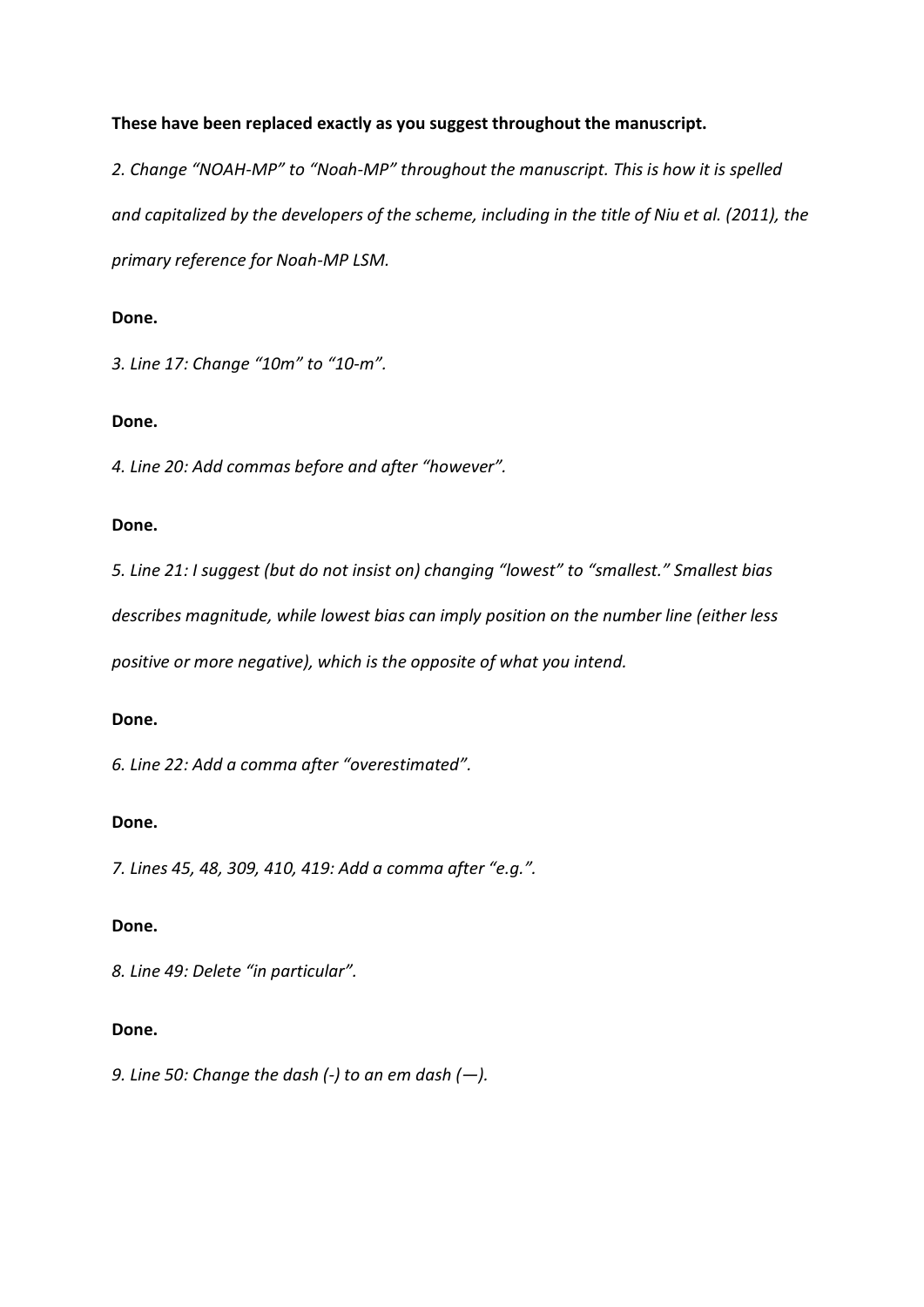**These have been replaced exactly as you suggest throughout the manuscript.**

*2. Change "NOAH-MP" to "Noah-MP" throughout the manuscript. This is how it is spelled and capitalized by the developers of the scheme, including in the title of Niu et al. (2011), the primary reference for Noah-MP LSM.*

**Done.**

*3. Line 17: Change "10m" to "10-m".*

**Done.**

*4. Line 20: Add commas before and after "however".*

**Done.**

*5. Line 21: I suggest (but do not insist on) changing "lowest" to "smallest." Smallest bias describes magnitude, while lowest bias can imply position on the number line (either less positive or more negative), which is the opposite of what you intend.*

**Done.**

*6. Line 22: Add a comma after "overestimated".*

**Done.**

*7. Lines 45, 48, 309, 410, 419: Add a comma after "e.g.".*

**Done.**

*8. Line 49: Delete "in particular".*

**Done.**

*9. Line 50: Change the dash (-) to an em dash (—).*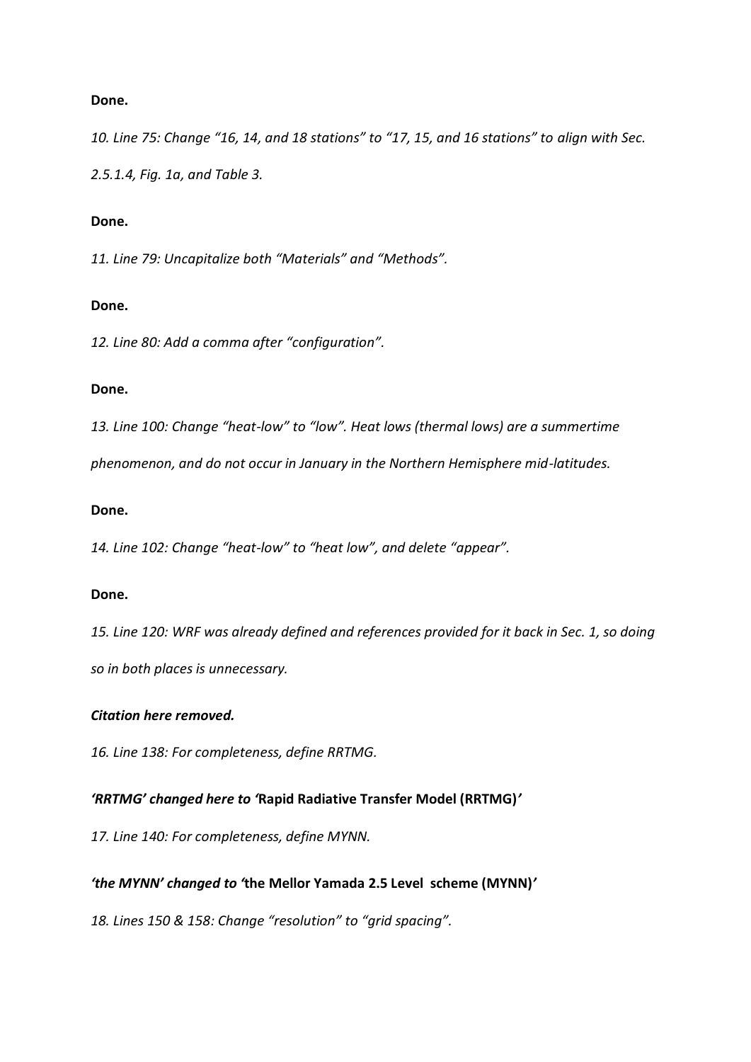**Done.**

*10. Line 75: Change "16, 14, and 18 stations" to "17, 15, and 16 stations" to align with Sec. 2.5.1.4, Fig. 1a, and Table 3.*

**Done.**

*11. Line 79: Uncapitalize both "Materials" and "Methods".*

**Done.**

*12. Line 80: Add a comma after "configuration".*

**Done.**

*13. Line 100: Change "heat-low" to "low". Heat lows (thermal lows) are a summertime phenomenon, and do not occur in January in the Northern Hemisphere mid-latitudes.*

**Done.**

*14. Line 102: Change "heat-low" to "heat low", and delete "appear".*

**Done.**

*15. Line 120: WRF was already defined and references provided for it back in Sec. 1, so doing so in both places is unnecessary.*

***Citation here removed.***

*16. Line 138: For completeness, define RRTMG.*

***'RRTMG' changed here to '*Rapid Radiative Transfer Model (RRTMG)*'***

*17. Line 140: For completeness, define MYNN.*

***'the MYNN' changed to '*the Mellor Yamada 2.5 Level scheme (MYNN)*'***

*18. Lines 150 & 158: Change "resolution" to "grid spacing".*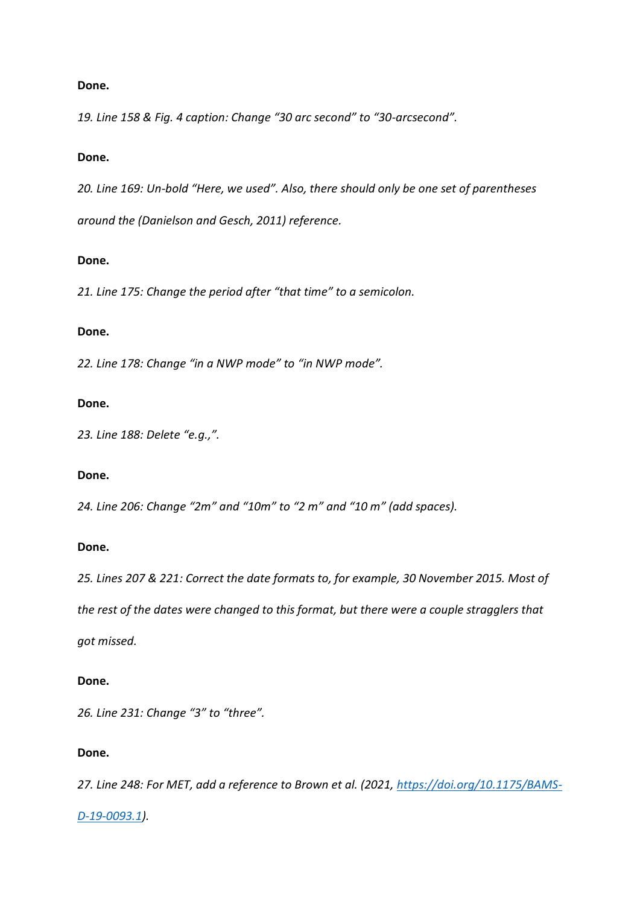**Done.**

*19. Line 158 & Fig. 4 caption: Change “30 arc second” to “30-arcsecond”.*

**Done.**

*20. Line 169: Un-bold “Here, we used”. Also, there should only be one set of parentheses around the (Danielson and Gesch, 2011) reference.*

**Done.**

*21. Line 175: Change the period after “that time” to a semicolon.*

**Done.**

*22. Line 178: Change “in a NWP mode” to “in NWP mode”.*

**Done.**

*23. Line 188: Delete “e.g.,”.*

**Done.**

*24. Line 206: Change “2m” and “10m” to “2 m” and “10 m” (add spaces).*

**Done.**

*25. Lines 207 & 221: Correct the date formats to, for example, 30 November 2015. Most of the rest of the dates were changed to this format, but there were a couple stragglers that got missed.*

**Done.**

*26. Line 231: Change “3” to “three”.*

**Done.**

*27. Line 248: For MET, add a reference to Brown et al. (2021, [https://doi.org/10.1175/BAMS-D-19-0093.1](https://doi.org/10.1175/BAMS-D-19-0093.1)).*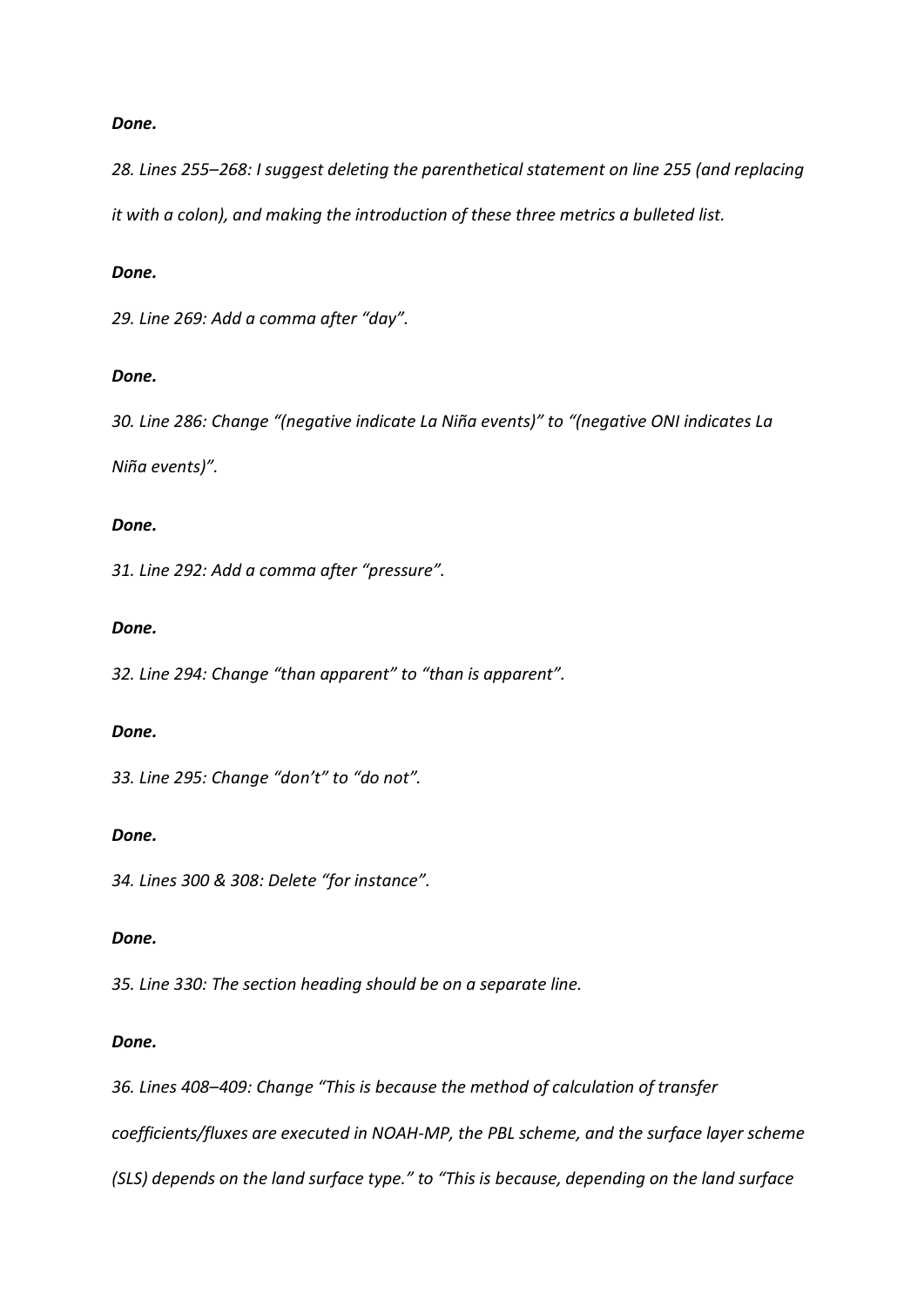***Done.***

*28. Lines 255–268: I suggest deleting the parenthetical statement on line 255 (and replacing it with a colon), and making the introduction of these three metrics a bulleted list.*

***Done.***

*29. Line 269: Add a comma after "day".*

***Done.***

*30. Line 286: Change "(negative indicate La Niña events)" to "(negative ONI indicates La Niña events)".*

***Done.***

*31. Line 292: Add a comma after "pressure".*

***Done.***

*32. Line 294: Change "than apparent" to "than is apparent".*

***Done.***

*33. Line 295: Change "don't" to "do not".*

***Done.***

*34. Lines 300 & 308: Delete "for instance".*

***Done.***

*35. Line 330: The section heading should be on a separate line.*

***Done.***

*36. Lines 408–409: Change "This is because the method of calculation of transfer coefficients/fluxes are executed in NOAH-MP, the PBL scheme, and the surface layer scheme (SLS) depends on the land surface type." to "This is because, depending on the land surface*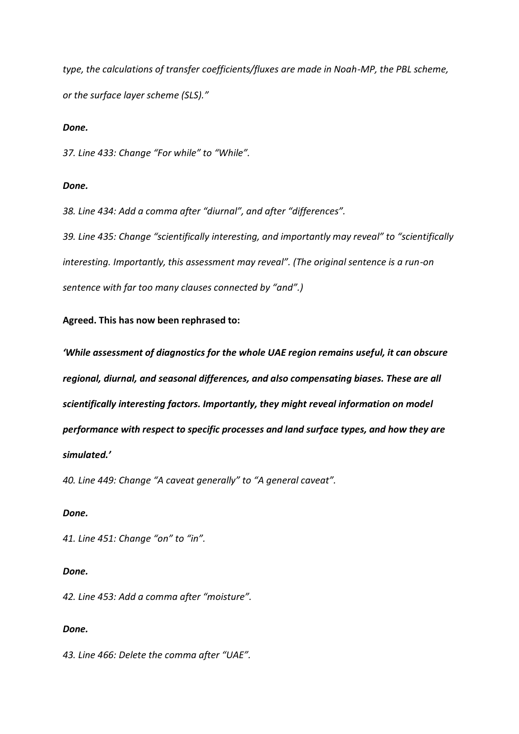*type, the calculations of transfer coefficients/fluxes are made in Noah-MP, the PBL scheme, or the surface layer scheme (SLS)."*

***Done.***

*37. Line 433: Change "For while" to "While".*

***Done.***

*38. Line 434: Add a comma after "diurnal", and after "differences".*

*39. Line 435: Change "scientifically interesting, and importantly may reveal" to "scientifically interesting. Importantly, this assessment may reveal". (The original sentence is a run-on sentence with far too many clauses connected by "and".)*

**Agreed. This has now been rephrased to:**

***'While assessment of diagnostics for the whole UAE region remains useful, it can obscure regional, diurnal, and seasonal differences, and also compensating biases. These are all scientifically interesting factors. Importantly, they might reveal information on model performance with respect to specific processes and land surface types, and how they are simulated.'***

*40. Line 449: Change "A caveat generally" to "A general caveat".*

***Done.***

*41. Line 451: Change "on" to "in".*

***Done.***

*42. Line 453: Add a comma after "moisture".*

***Done.***

*43. Line 466: Delete the comma after "UAE".*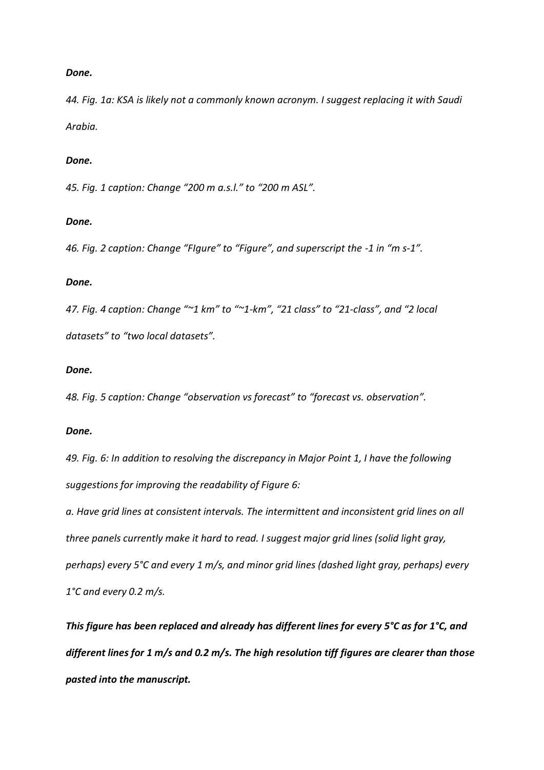***Done.***

*44. Fig. 1a: KSA is likely not a commonly known acronym. I suggest replacing it with Saudi Arabia.*

***Done.***

*45. Fig. 1 caption: Change "200 m a.s.l." to "200 m ASL".*

***Done.***

*46. Fig. 2 caption: Change "FIgure" to "Figure", and superscript the -1 in "m s-1".*

***Done.***

*47. Fig. 4 caption: Change "~1 km" to "~1-km", "21 class" to "21-class", and "2 local datasets" to "two local datasets".*

***Done.***

*48. Fig. 5 caption: Change "observation vs forecast" to "forecast vs. observation".*

***Done.***

*49. Fig. 6: In addition to resolving the discrepancy in Major Point 1, I have the following suggestions for improving the readability of Figure 6:*

*a. Have grid lines at consistent intervals. The intermittent and inconsistent grid lines on all three panels currently make it hard to read. I suggest major grid lines (solid light gray, perhaps) every 5°C and every 1 m/s, and minor grid lines (dashed light gray, perhaps) every 1°C and every 0.2 m/s.*

***This figure has been replaced and already has different lines for every 5°C as for 1°C, and different lines for 1 m/s and 0.2 m/s. The high resolution tiff figures are clearer than those pasted into the manuscript.***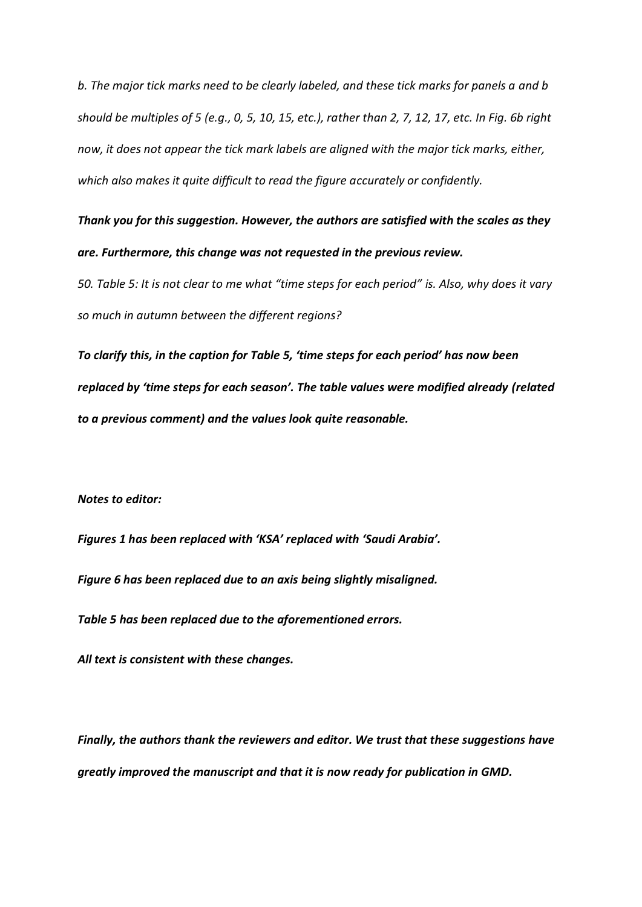*b. The major tick marks need to be clearly labeled, and these tick marks for panels a and b should be multiples of 5 (e.g., 0, 5, 10, 15, etc.), rather than 2, 7, 12, 17, etc. In Fig. 6b right now, it does not appear the tick mark labels are aligned with the major tick marks, either, which also makes it quite difficult to read the figure accurately or confidently.*

***Thank you for this suggestion. However, the authors are satisfied with the scales as they are. Furthermore, this change was not requested in the previous review.***

*50. Table 5: It is not clear to me what "time steps for each period" is. Also, why does it vary so much in autumn between the different regions?*

***To clarify this, in the caption for Table 5, 'time steps for each period' has now been replaced by 'time steps for each season'. The table values were modified already (related to a previous comment) and the values look quite reasonable.***

***Notes to editor:***

***Figures 1 has been replaced with 'KSA' replaced with 'Saudi Arabia'.***

***Figure 6 has been replaced due to an axis being slightly misaligned.***

***Table 5 has been replaced due to the aforementioned errors.***

***All text is consistent with these changes.***

***Finally, the authors thank the reviewers and editor. We trust that these suggestions have greatly improved the manuscript and that it is now ready for publication in GMD.***